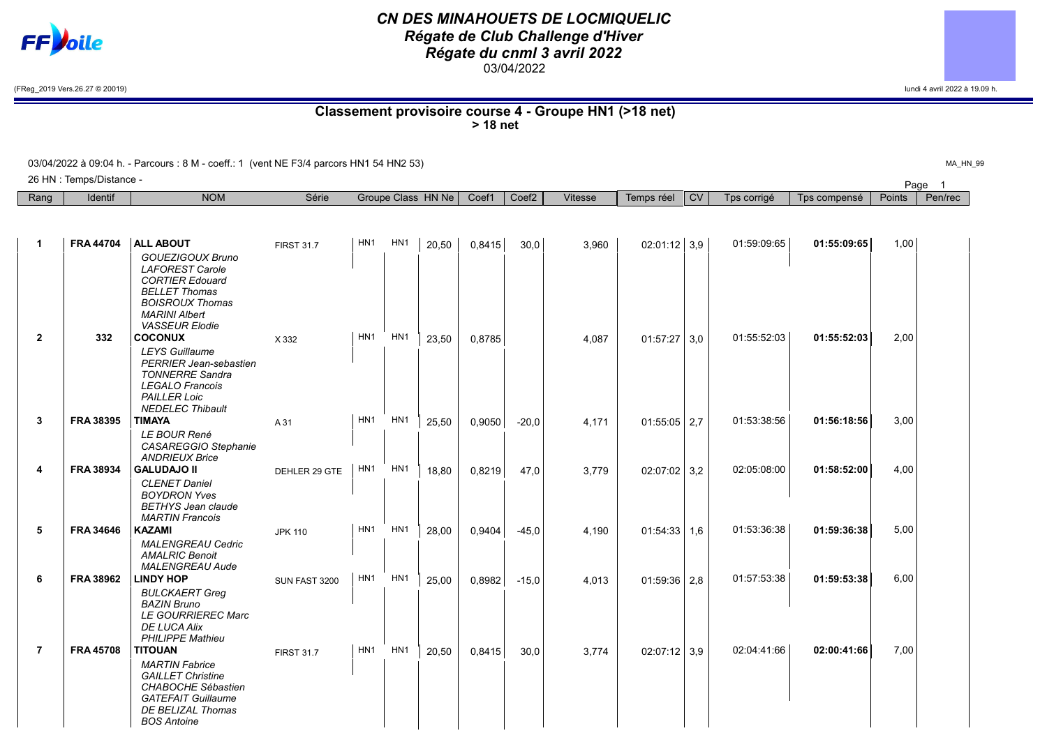# CN DES MINAHOUETS DE LOCMIQUELIC

## Régate de Club Challenge d'Hiver

## Régate du cnml 3 avril 2022

03/04/2022

(FReg_2019 Vers.26.27 © 20019)

lundi 4 avril 2022 à 19.09 h.

### Classement provisoire course 4 - Groupe HN1 (>18 net)

**> 18 net**

03/04/2022 à 09:04 h. - Parcours : 8 M - coeff.: 1 (vent NE F3/4 parcors HN1 54 HN2 53)

MA_HN_99

26 HN : Temps/Distance -

| Rang | Identif | NOM | Série | Groupe | Class | HN Ne | Coef1 | Coef2 | Vitesse | Temps réel | CV | Tps corrigé | Tps compensé | Points | Pen/rec |
|---|---|---|---|---|---|---|---|---|---|---|---|---|---|---|---|
| 1 | FRA 44704 | **ALL ABOUT**<br>*GOUEZIGOUX Bruno*<br>*LAFOREST Carole*<br>*CORTIER Edouard*<br>*BELLET Thomas*<br>*BOISROUX Thomas*<br>*MARINI Albert*<br>*VASSEUR Elodie* | FIRST 31.7 | HN1 | HN1 | 20,50 | 0,8415 | 30,0 | 3,960 | 02:01:12 | 3,9 | 01:59:09:65 | **01:55:09:65** | 1,00 | |
| 2 | 332 | **COCONUX**<br>*LEYS Guillaume*<br>*PERRIER Jean-sebastien*<br>*TONNERRE Sandra*<br>*LEGALO Francois*<br>*PAILLER Loic*<br>*NEDELEC Thibault* | X 332 | HN1 | HN1 | 23,50 | 0,8785 | | 4,087 | 01:57:27 | 3,0 | 01:55:52:03 | **01:55:52:03** | 2,00 | |
| 3 | FRA 38395 | **TIMAYA**<br>*LE BOUR René*<br>*CASAREGGIO Stephanie*<br>*ANDRIEUX Brice* | A 31 | HN1 | HN1 | 25,50 | 0,9050 | -20,0 | 4,171 | 01:55:05 | 2,7 | 01:53:38:56 | **01:56:18:56** | 3,00 | |
| 4 | FRA 38934 | **GALUDAJO II**<br>*CLENET Daniel*<br>*BOYDRON Yves*<br>*BETHYS Jean claude*<br>*MARTIN Francois* | DEHLER 29 GTE | HN1 | HN1 | 18,80 | 0,8219 | 47,0 | 3,779 | 02:07:02 | 3,2 | 02:05:08:00 | **01:58:52:00** | 4,00 | |
| 5 | FRA 34646 | **KAZAMI**<br>*MALENGREAU Cedric*<br>*AMALRIC Benoit*<br>*MALENGREAU Aude* | JPK 110 | HN1 | HN1 | 28,00 | 0,9404 | -45,0 | 4,190 | 01:54:33 | 1,6 | 01:53:36:38 | **01:59:36:38** | 5,00 | |
| 6 | FRA 38962 | **LINDY HOP**<br>*BULCKAERT Greg*<br>*BAZIN Bruno*<br>*LE GOURRIEREC Marc*<br>*DE LUCA Alix*<br>*PHILIPPE Mathieu* | SUN FAST 3200 | HN1 | HN1 | 25,00 | 0,8982 | -15,0 | 4,013 | 01:59:36 | 2,8 | 01:57:53:38 | **01:59:53:38** | 6,00 | |
| 7 | FRA 45708 | **TITOUAN**<br>*MARTIN Fabrice*<br>*GAILLET Christine*<br>*CHABOCHE Sébastien*<br>*GATEFAIT Guillaume*<br>*DE BELIZAL Thomas*<br>*BOS Antoine* | FIRST 31.7 | HN1 | HN1 | 20,50 | 0,8415 | 30,0 | 3,774 | 02:07:12 | 3,9 | 02:04:41:66 | **02:00:41:66** | 7,00 | |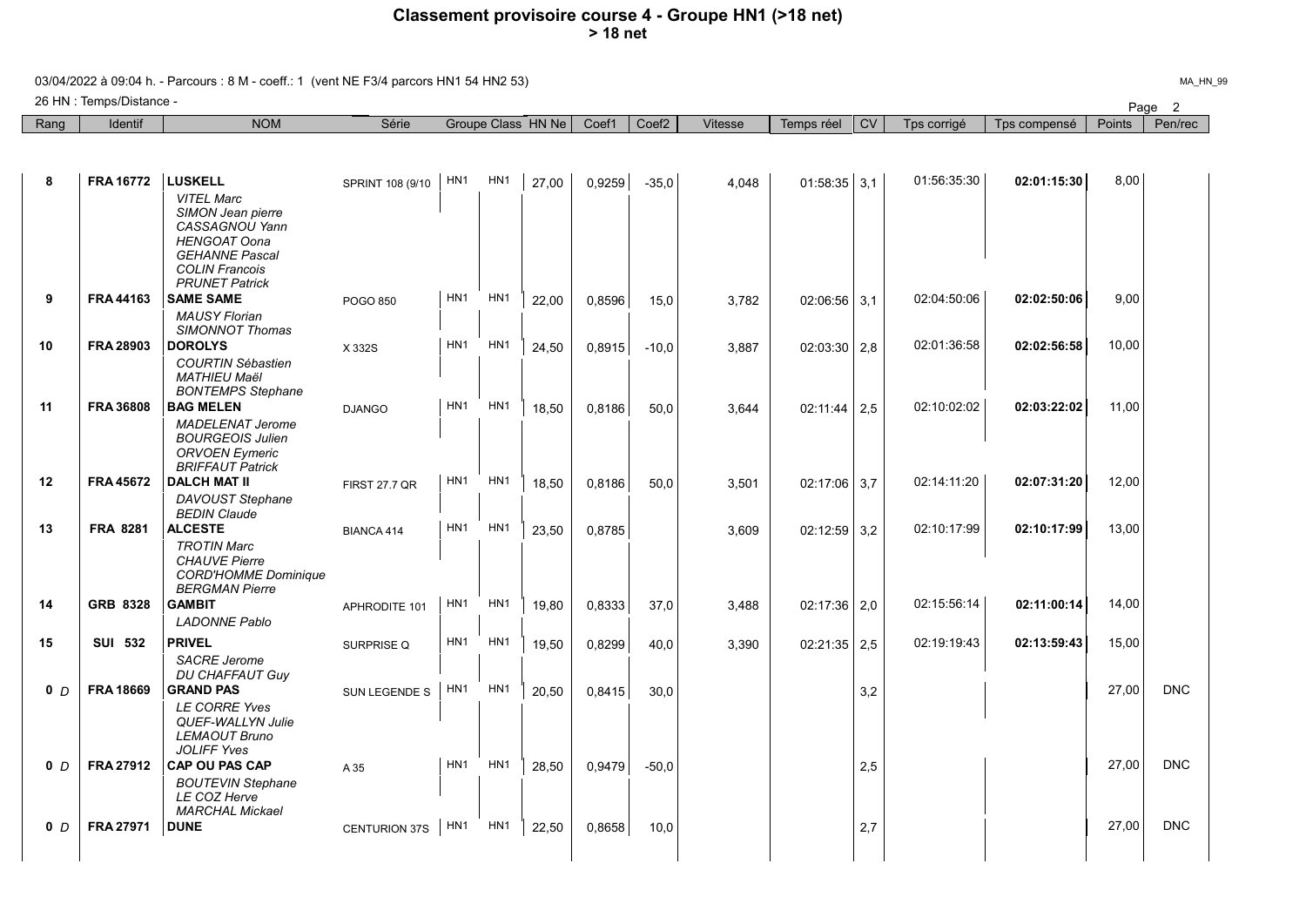# Classement provisoire course 4 - Groupe HN1 (>18 net)

**> 18 net**

03/04/2022 à 09:04 h. - Parcours : 8 M - coeff.: 1 (vent NE F3/4 parcors HN1 54 HN2 53)

26 HN : Temps/Distance -

| Rang | Identif | NOM | Série | Groupe | Class | HN Ne | Coef1 | Coef2 | Vitesse | Temps réel | CV | Tps corrigé | Tps compensé | Points | Pen/rec |
|---|---|---|---|---|---|---|---|---|---|---|---|---|---|---|---|
| 8 | FRA 16772 | **LUSKELL**<br>*VITEL Marc*<br>*SIMON Jean pierre*<br>*CASSAGNOU Yann*<br>*HENGOAT Oona*<br>*GEHANNE Pascal*<br>*COLIN Francois*<br>*PRUNET Patrick* | SPRINT 108 (9/10 | HN1 | HN1 | 27,00 | 0,9259 | -35,0 | 4,048 | 01:58:35 | 3,1 | 01:56:35:30 | **02:01:15:30** | 8,00 | |
| 9 | FRA 44163 | **SAME SAME**<br>*MAUSY Florian*<br>*SIMONNOT Thomas* | POGO 850 | HN1 | HN1 | 22,00 | 0,8596 | 15,0 | 3,782 | 02:06:56 | 3,1 | 02:04:50:06 | **02:02:50:06** | 9,00 | |
| 10 | FRA 28903 | **DOROLYS**<br>*COURTIN Sébastien*<br>*MATHIEU Maël*<br>*BONTEMPS Stephane* | X 332S | HN1 | HN1 | 24,50 | 0,8915 | -10,0 | 3,887 | 02:03:30 | 2,8 | 02:01:36:58 | **02:02:56:58** | 10,00 | |
| 11 | FRA 36808 | **BAG MELEN**<br>*MADELENAT Jerome*<br>*BOURGEOIS Julien*<br>*ORVOEN Eymeric*<br>*BRIFFAUT Patrick* | DJANGO | HN1 | HN1 | 18,50 | 0,8186 | 50,0 | 3,644 | 02:11:44 | 2,5 | 02:10:02:02 | **02:03:22:02** | 11,00 | |
| 12 | FRA 45672 | **DALCH MAT II**<br>*DAVOUST Stephane*<br>*BEDIN Claude* | FIRST 27.7 QR | HN1 | HN1 | 18,50 | 0,8186 | 50,0 | 3,501 | 02:17:06 | 3,7 | 02:14:11:20 | **02:07:31:20** | 12,00 | |
| 13 | FRA 8281 | **ALCESTE**<br>*TROTIN Marc*<br>*CHAUVE Pierre*<br>*CORD'HOMME Dominique*<br>*BERGMAN Pierre* | BIANCA 414 | HN1 | HN1 | 23,50 | 0,8785 | | 3,609 | 02:12:59 | 3,2 | 02:10:17:99 | **02:10:17:99** | 13,00 | |
| 14 | GRB 8328 | **GAMBIT**<br>*LADONNE Pablo* | APHRODITE 101 | HN1 | HN1 | 19,80 | 0,8333 | 37,0 | 3,488 | 02:17:36 | 2,0 | 02:15:56:14 | **02:11:00:14** | 14,00 | |
| 15 | SUI 532 | **PRIVEL**<br>*SACRE Jerome*<br>*DU CHAFFAUT Guy* | SURPRISE Q | HN1 | HN1 | 19,50 | 0,8299 | 40,0 | 3,390 | 02:21:35 | 2,5 | 02:19:19:43 | **02:13:59:43** | 15,00 | |
| 0 *D* | FRA 18669 | **GRAND PAS**<br>*LE CORRE Yves*<br>*QUEF-WALLYN Julie*<br>*LEMAOUT Bruno*<br>*JOLIFF Yves* | SUN LEGENDE S | HN1 | HN1 | 20,50 | 0,8415 | 30,0 | | | 3,2 | | | 27,00 | DNC |
| 0 *D* | FRA 27912 | **CAP OU PAS CAP**<br>*BOUTEVIN Stephane*<br>*LE COZ Herve*<br>*MARCHAL Mickael* | A 35 | HN1 | HN1 | 28,50 | 0,9479 | -50,0 | | | 2,5 | | | 27,00 | DNC |
| 0 *D* | FRA 27971 | **DUNE** | CENTURION 37S | HN1 | HN1 | 22,50 | 0,8658 | 10,0 | | | 2,7 | | | 27,00 | DNC |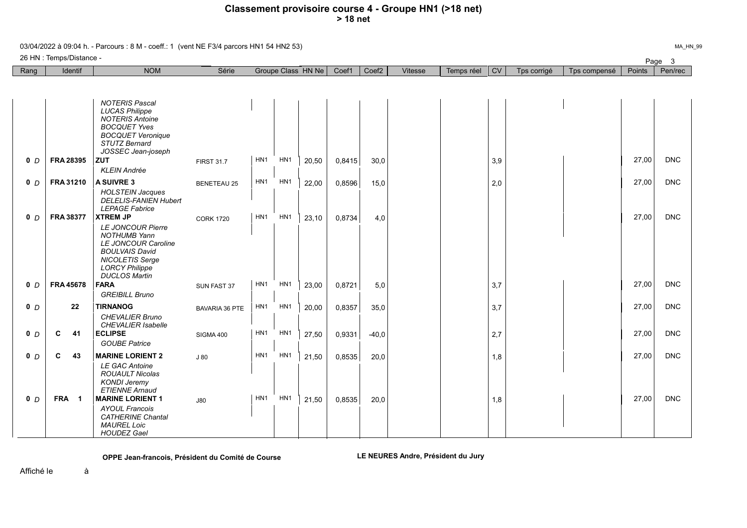# Classement provisoire course 4 - Groupe HN1 (>18 net)

**> 18 net**

03/04/2022 à 09:04 h. - Parcours : 8 M - coeff.: 1 (vent NE F3/4 parcors HN1 54 HN2 53)

26 HN : Temps/Distance -

| Rang | Identif | NOM | Série | Groupe | Class | HN Ne | Coef1 | Coef2 | Vitesse | Temps réel | CV | Tps corrigé | Tps compensé | Points | Pen/rec |
|---|---|---|---|---|---|---|---|---|---|---|---|---|---|---|---|
| | | *NOTERIS Pascal*<br>*LUCAS Philippe*<br>*NOTERIS Antoine*<br>*BOCQUET Yves*<br>*BOCQUET Veronique*<br>*STUTZ Bernard*<br>*JOSSEC Jean-joseph* | | | | | | | | | | | | | |
| **0** *D* | **FRA 28395** | **ZUT**<br>*KLEIN Andrée* | FIRST 31.7 | HN1 | HN1 | 20,50 | 0,8415 | 30,0 | | | 3,9 | | | 27,00 | DNC |
| **0** *D* | **FRA 31210** | **A SUIVRE 3**<br>*HOLSTEIN Jacques*<br>*DELELIS-FANIEN Hubert*<br>*LEPAGE Fabrice* | BENETEAU 25 | HN1 | HN1 | 22,00 | 0,8596 | 15,0 | | | 2,0 | | | 27,00 | DNC |
| **0** *D* | **FRA 38377** | **XTREM JP**<br>*LE JONCOUR Pierre*<br>*NOTHUMB Yann*<br>*LE JONCOUR Caroline*<br>*BOULVAIS David*<br>*NICOLETIS Serge*<br>*LORCY Philippe*<br>*DUCLOS Martin* | CORK 1720 | HN1 | HN1 | 23,10 | 0,8734 | 4,0 | | | | | | 27,00 | DNC |
| **0** *D* | **FRA 45678** | **FARA**<br>*GREIBILL Bruno* | SUN FAST 37 | HN1 | HN1 | 23,00 | 0,8721 | 5,0 | | | 3,7 | | | 27,00 | DNC |
| **0** *D* | **22** | **TIRNANOG**<br>*CHEVALIER Bruno*<br>*CHEVALIER Isabelle* | BAVARIA 36 PTE | HN1 | HN1 | 20,00 | 0,8357 | 35,0 | | | 3,7 | | | 27,00 | DNC |
| **0** *D* | **C 41** | **ECLIPSE**<br>*GOUBE Patrice* | SIGMA 400 | HN1 | HN1 | 27,50 | 0,9331 | -40,0 | | | 2,7 | | | 27,00 | DNC |
| **0** *D* | **C 43** | **MARINE LORIENT 2**<br>*LE GAC Antoine*<br>*ROUAULT Nicolas*<br>*KONDI Jeremy*<br>*ETIENNE Arnaud* | J 80 | HN1 | HN1 | 21,50 | 0,8535 | 20,0 | | | 1,8 | | | 27,00 | DNC |
| **0** *D* | **FRA 1** | **MARINE LORIENT 1**<br>*AYOUL Francois*<br>*CATHERINE Chantal*<br>*MAUREL Loic*<br>*HOUDEZ Gael* | J80 | HN1 | HN1 | 21,50 | 0,8535 | 20,0 | | | 1,8 | | | 27,00 | DNC |

**OPPE Jean-francois, Président du Comité de Course**

**LE NEURES Andre, Président du Jury**

Affiché le à